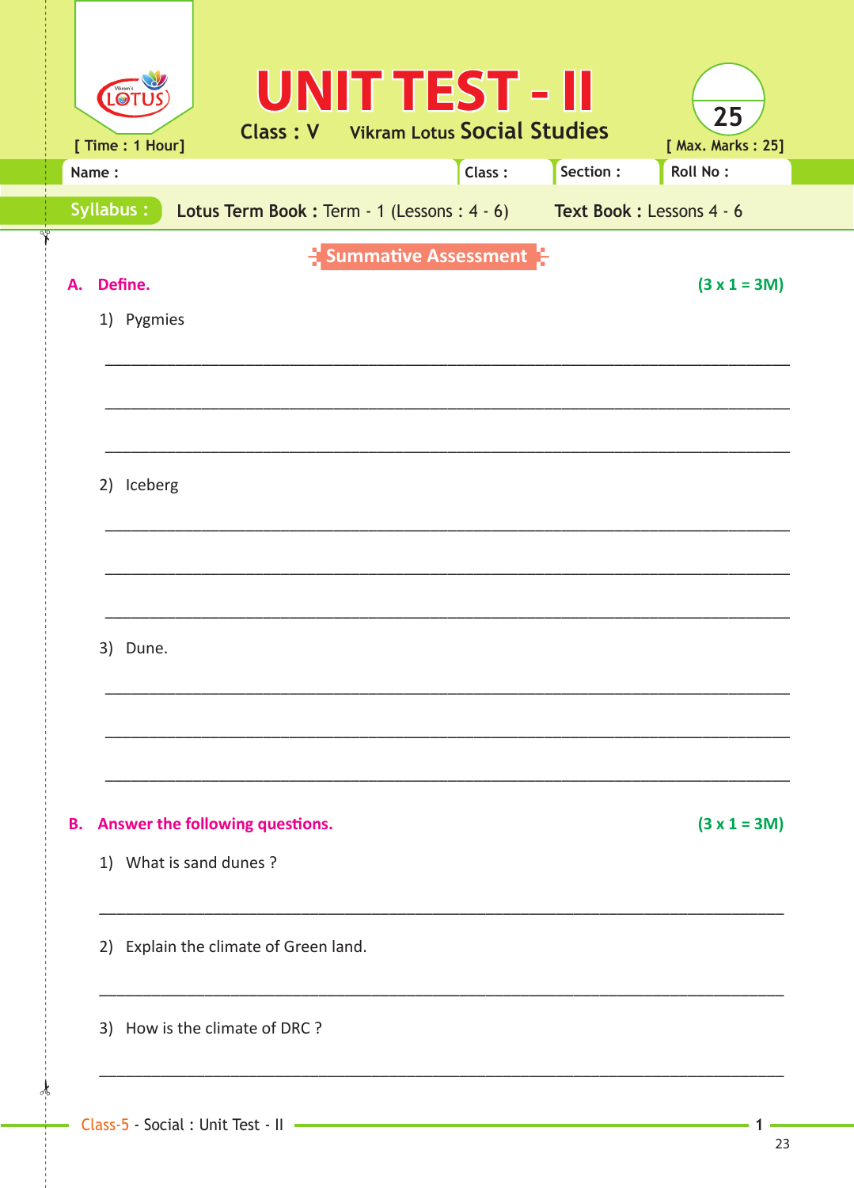# UNIT TEST - II

Class : V    Vikram Lotus **Social Studies**

[ Time : 1 Hour]    [ Max. Marks : 25]

Name : ______ Class : ______ Section : ______ Roll No : ______

**Syllabus :** **Lotus Term Book :** Term - 1 (Lessons : 4 - 6)    **Text Book :** Lessons 4 - 6

## Summative Assessment

**A. Define.** **(3 x 1 = 3M)**

1) Pygmies

_______________________________________________

_______________________________________________

_______________________________________________

2) Iceberg

_______________________________________________

_______________________________________________

_______________________________________________

3) Dune.

_______________________________________________

_______________________________________________

_______________________________________________

**B. Answer the following questions.** **(3 x 1 = 3M)**

1) What is sand dunes ?

_______________________________________________

2) Explain the climate of Green land.

_______________________________________________

3) How is the climate of DRC ?

_______________________________________________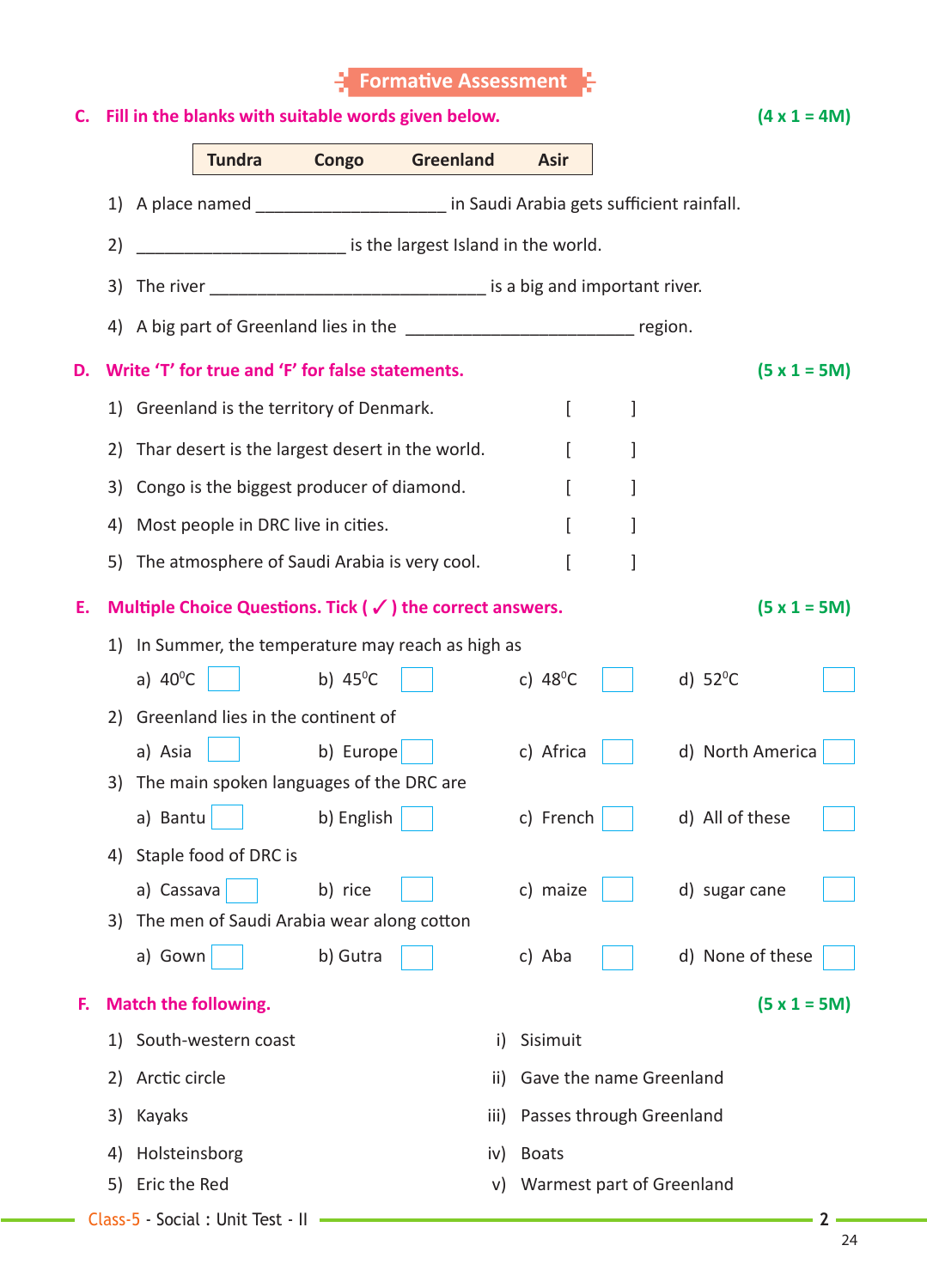## Formative Assessment

**C. Fill in the blanks with suitable words given below.** **(4 x 1 = 4M)**

| Tundra | Congo | Greenland | Asir |
|---|---|---|---|

1) A place named ____________________ in Saudi Arabia gets sufficient rainfall.
2) ______________________ is the largest Island in the world.
3) The river _____________________________ is a big and important river.
4) A big part of Greenland lies in the ________________________ region.

**D. Write 'T' for true and 'F' for false statements.** **(5 x 1 = 5M)**

1) Greenland is the territory of Denmark. [ ]
2) Thar desert is the largest desert in the world. [ ]
3) Congo is the biggest producer of diamond. [ ]
4) Most people in DRC live in cities. [ ]
5) The atmosphere of Saudi Arabia is very cool. [ ]

**E. Multiple Choice Questions. Tick ( ✓ ) the correct answers.** **(5 x 1 = 5M)**

1) In Summer, the temperature may reach as high as
   a) $40^0$C ☐ b) $45^0$C ☐ c) $48^0$C ☐ d) $52^0$C ☐
2) Greenland lies in the continent of
   a) Asia ☐ b) Europe ☐ c) Africa ☐ d) North America ☐
3) The main spoken languages of the DRC are
   a) Bantu ☐ b) English ☐ c) French ☐ d) All of these ☐
4) Staple food of DRC is
   a) Cassava ☐ b) rice ☐ c) maize ☐ d) sugar cane ☐
3) The men of Saudi Arabia wear along cotton
   a) Gown ☐ b) Gutra ☐ c) Aba ☐ d) None of these ☐

**F. Match the following.** **(5 x 1 = 5M)**

| | |
|---|---|
| 1) South-western coast | i) Sisimuit |
| 2) Arctic circle | ii) Gave the name Greenland |
| 3) Kayaks | iii) Passes through Greenland |
| 4) Holsteinsborg | iv) Boats |
| 5) Eric the Red | v) Warmest part of Greenland |